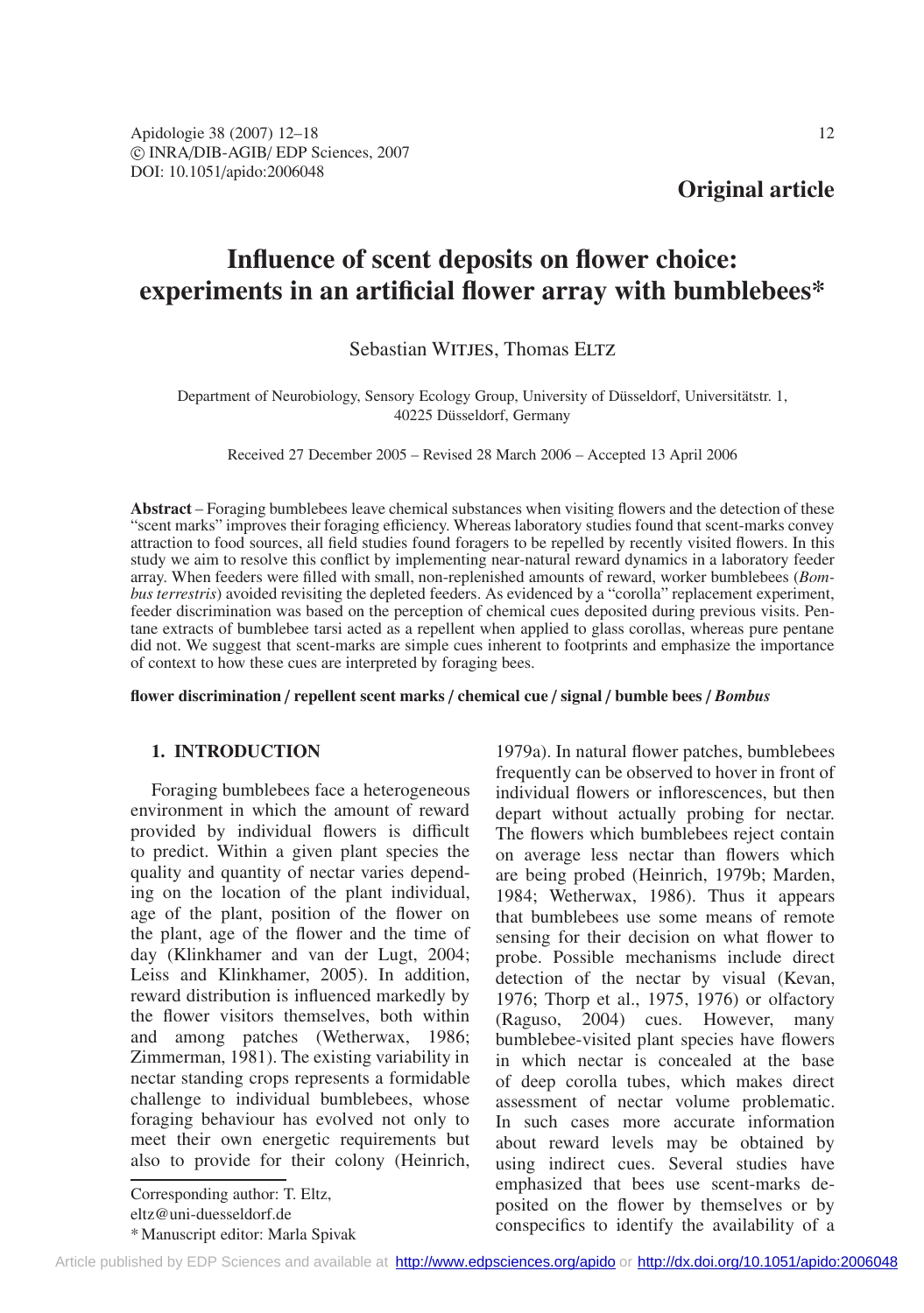# Original article

# Influence of scent deposits on flower choice: experiments in an artificial flower array with bumblebees*

Sebastian WITJES, Thomas ELTZ

Department of Neurobiology, Sensory Ecology Group, University of Düsseldorf, Universitätstr. 1, 40225 Düsseldorf, Germany

Received 27 December 2005 – Revised 28 March 2006 – Accepted 13 April 2006

**Abstract** – Foraging bumblebees leave chemical substances when visiting flowers and the detection of these "scent marks" improves their foraging efficiency. Whereas laboratory studies found that scent-marks convey attraction to food sources, all field studies found foragers to be repelled by recently visited flowers. In this study we aim to resolve this conflict by implementing near-natural reward dynamics in a laboratory feeder array. When feeders were filled with small, non-replenished amounts of reward, worker bumblebees (*Bombus terrestris*) avoided revisiting the depleted feeders. As evidenced by a "corolla" replacement experiment, feeder discrimination was based on the perception of chemical cues deposited during previous visits. Pentane extracts of bumblebee tarsi acted as a repellent when applied to glass corollas, whereas pure pentane did not. We suggest that scent-marks are simple cues inherent to footprints and emphasize the importance of context to how these cues are interpreted by foraging bees.

**flower discrimination / repellent scent marks / chemical cue / signal / bumble bees / *Bombus***

## 1. INTRODUCTION

Foraging bumblebees face a heterogeneous environment in which the amount of reward provided by individual flowers is difficult to predict. Within a given plant species the quality and quantity of nectar varies depending on the location of the plant individual, age of the plant, position of the flower on the plant, age of the flower and the time of day (Klinkhamer and van der Lugt, 2004; Leiss and Klinkhamer, 2005). In addition, reward distribution is influenced markedly by the flower visitors themselves, both within and among patches (Wetherwax, 1986; Zimmerman, 1981). The existing variability in nectar standing crops represents a formidable challenge to individual bumblebees, whose foraging behaviour has evolved not only to meet their own energetic requirements but also to provide for their colony (Heinrich, 1979a). In natural flower patches, bumblebees frequently can be observed to hover in front of individual flowers or inflorescences, but then depart without actually probing for nectar. The flowers which bumblebees reject contain on average less nectar than flowers which are being probed (Heinrich, 1979b; Marden, 1984; Wetherwax, 1986). Thus it appears that bumblebees use some means of remote sensing for their decision on what flower to probe. Possible mechanisms include direct detection of the nectar by visual (Kevan, 1976; Thorp et al., 1975, 1976) or olfactory (Raguso, 2004) cues. However, many bumblebee-visited plant species have flowers in which nectar is concealed at the base of deep corolla tubes, which makes direct assessment of nectar volume problematic. In such cases more accurate information about reward levels may be obtained by using indirect cues. Several studies have emphasized that bees use scent-marks deposited on the flower by themselves or by conspecifics to identify the availability of a

Corresponding author: T. Eltz,
eltz@uni-duesseldorf.de
\* Manuscript editor: Marla Spivak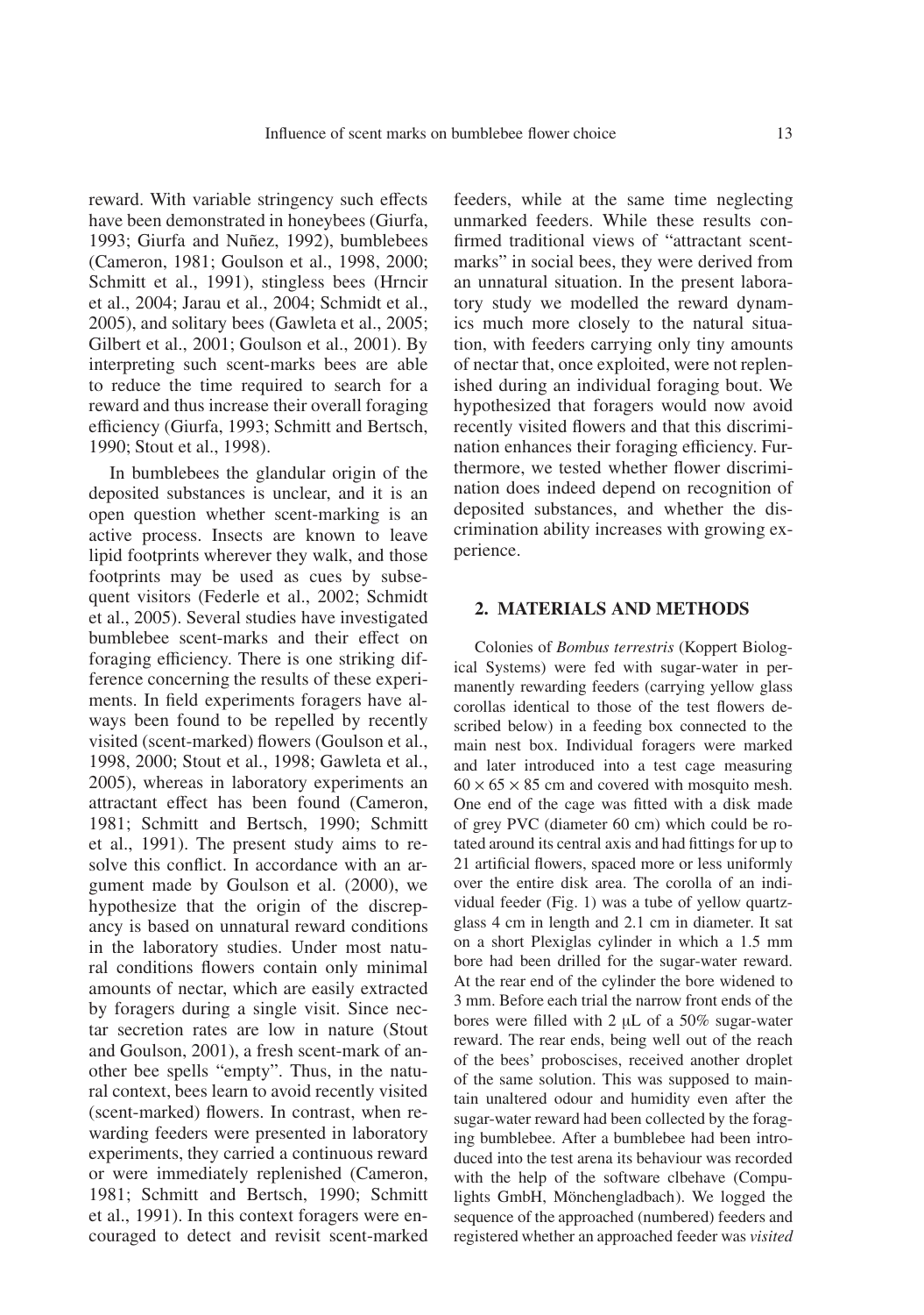reward. With variable stringency such effects have been demonstrated in honeybees (Giurfa, 1993; Giurfa and Nuñez, 1992), bumblebees (Cameron, 1981; Goulson et al., 1998, 2000; Schmitt et al., 1991), stingless bees (Hrncir et al., 2004; Jarau et al., 2004; Schmidt et al., 2005), and solitary bees (Gawleta et al., 2005; Gilbert et al., 2001; Goulson et al., 2001). By interpreting such scent-marks bees are able to reduce the time required to search for a reward and thus increase their overall foraging efficiency (Giurfa, 1993; Schmitt and Bertsch, 1990; Stout et al., 1998).

In bumblebees the glandular origin of the deposited substances is unclear, and it is an open question whether scent-marking is an active process. Insects are known to leave lipid footprints wherever they walk, and those footprints may be used as cues by subsequent visitors (Federle et al., 2002; Schmidt et al., 2005). Several studies have investigated bumblebee scent-marks and their effect on foraging efficiency. There is one striking difference concerning the results of these experiments. In field experiments foragers have always been found to be repelled by recently visited (scent-marked) flowers (Goulson et al., 1998, 2000; Stout et al., 1998; Gawleta et al., 2005), whereas in laboratory experiments an attractant effect has been found (Cameron, 1981; Schmitt and Bertsch, 1990; Schmitt et al., 1991). The present study aims to resolve this conflict. In accordance with an argument made by Goulson et al. (2000), we hypothesize that the origin of the discrepancy is based on unnatural reward conditions in the laboratory studies. Under most natural conditions flowers contain only minimal amounts of nectar, which are easily extracted by foragers during a single visit. Since nectar secretion rates are low in nature (Stout and Goulson, 2001), a fresh scent-mark of another bee spells "empty". Thus, in the natural context, bees learn to avoid recently visited (scent-marked) flowers. In contrast, when rewarding feeders were presented in laboratory experiments, they carried a continuous reward or were immediately replenished (Cameron, 1981; Schmitt and Bertsch, 1990; Schmitt et al., 1991). In this context foragers were encouraged to detect and revisit scent-marked feeders, while at the same time neglecting unmarked feeders. While these results confirmed traditional views of "attractant scent-marks" in social bees, they were derived from an unnatural situation. In the present laboratory study we modelled the reward dynamics much more closely to the natural situation, with feeders carrying only tiny amounts of nectar that, once exploited, were not replenished during an individual foraging bout. We hypothesized that foragers would now avoid recently visited flowers and that this discrimination enhances their foraging efficiency. Furthermore, we tested whether flower discrimination does indeed depend on recognition of deposited substances, and whether the discrimination ability increases with growing experience.

## 2. MATERIALS AND METHODS

Colonies of *Bombus terrestris* (Koppert Biological Systems) were fed with sugar-water in permanently rewarding feeders (carrying yellow glass corollas identical to those of the test flowers described below) in a feeding box connected to the main nest box. Individual foragers were marked and later introduced into a test cage measuring $60 \times 65 \times 85$ cm and covered with mosquito mesh. One end of the cage was fitted with a disk made of grey PVC (diameter 60 cm) which could be rotated around its central axis and had fittings for up to 21 artificial flowers, spaced more or less uniformly over the entire disk area. The corolla of an individual feeder (Fig. 1) was a tube of yellow quartz-glass 4 cm in length and 2.1 cm in diameter. It sat on a short Plexiglas cylinder in which a 1.5 mm bore had been drilled for the sugar-water reward. At the rear end of the cylinder the bore widened to 3 mm. Before each trial the narrow front ends of the bores were filled with 2 μL of a 50% sugar-water reward. The rear ends, being well out of the reach of the bees' proboscises, received another droplet of the same solution. This was supposed to maintain unaltered odour and humidity even after the sugar-water reward had been collected by the foraging bumblebee. After a bumblebee had been introduced into the test arena its behaviour was recorded with the help of the software clbehave (Compulights GmbH, Mönchengladbach). We logged the sequence of the approached (numbered) feeders and registered whether an approached feeder was *visited*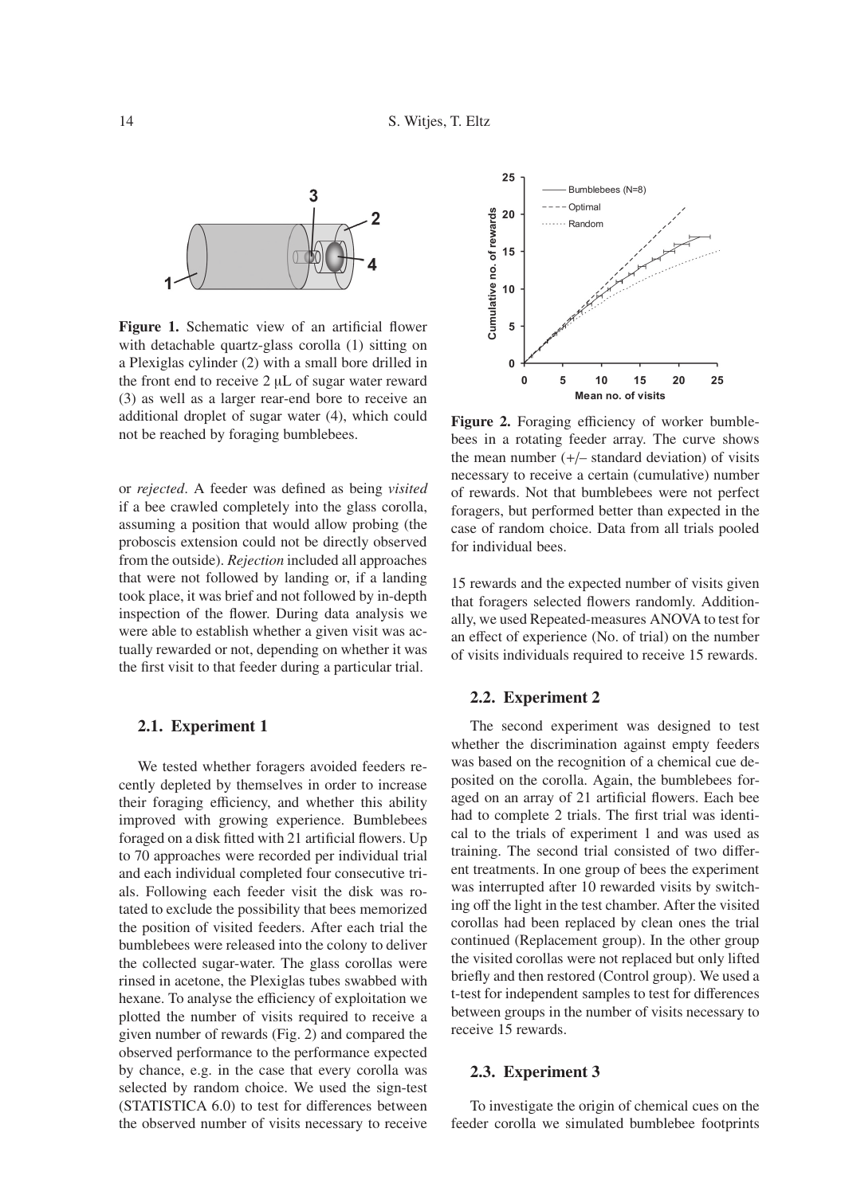**Figure 1.** Schematic view of an artificial flower with detachable quartz-glass corolla (1) sitting on a Plexiglas cylinder (2) with a small bore drilled in the front end to receive 2 μL of sugar water reward (3) as well as a larger rear-end bore to receive an additional droplet of sugar water (4), which could not be reached by foraging bumblebees.

**Figure 2.** Foraging efficiency of worker bumblebees in a rotating feeder array. The curve shows the mean number (+/– standard deviation) of visits necessary to receive a certain (cumulative) number of rewards. Not that bumblebees were not perfect foragers, but performed better than expected in the case of random choice. Data from all trials pooled for individual bees.

or *rejected*. A feeder was defined as being *visited* if a bee crawled completely into the glass corolla, assuming a position that would allow probing (the proboscis extension could not be directly observed from the outside). *Rejection* included all approaches that were not followed by landing or, if a landing took place, it was brief and not followed by in-depth inspection of the flower. During data analysis we were able to establish whether a given visit was actually rewarded or not, depending on whether it was the first visit to that feeder during a particular trial.

### 2.1. Experiment 1

We tested whether foragers avoided feeders recently depleted by themselves in order to increase their foraging efficiency, and whether this ability improved with growing experience. Bumblebees foraged on a disk fitted with 21 artificial flowers. Up to 70 approaches were recorded per individual trial and each individual completed four consecutive trials. Following each feeder visit the disk was rotated to exclude the possibility that bees memorized the position of visited feeders. After each trial the bumblebees were released into the colony to deliver the collected sugar-water. The glass corollas were rinsed in acetone, the Plexiglas tubes swabbed with hexane. To analyse the efficiency of exploitation we plotted the number of visits required to receive a given number of rewards (Fig. 2) and compared the observed performance to the performance expected by chance, e.g. in the case that every corolla was selected by random choice. We used the sign-test (STATISTICA 6.0) to test for differences between the observed number of visits necessary to receive 15 rewards and the expected number of visits given that foragers selected flowers randomly. Additionally, we used Repeated-measures ANOVA to test for an effect of experience (No. of trial) on the number of visits individuals required to receive 15 rewards.

### 2.2. Experiment 2

The second experiment was designed to test whether the discrimination against empty feeders was based on the recognition of a chemical cue deposited on the corolla. Again, the bumblebees foraged on an array of 21 artificial flowers. Each bee had to complete 2 trials. The first trial was identical to the trials of experiment 1 and was used as training. The second trial consisted of two different treatments. In one group of bees the experiment was interrupted after 10 rewarded visits by switching off the light in the test chamber. After the visited corollas had been replaced by clean ones the trial continued (Replacement group). In the other group the visited corollas were not replaced but only lifted briefly and then restored (Control group). We used a t-test for independent samples to test for differences between groups in the number of visits necessary to receive 15 rewards.

### 2.3. Experiment 3

To investigate the origin of chemical cues on the feeder corolla we simulated bumblebee footprints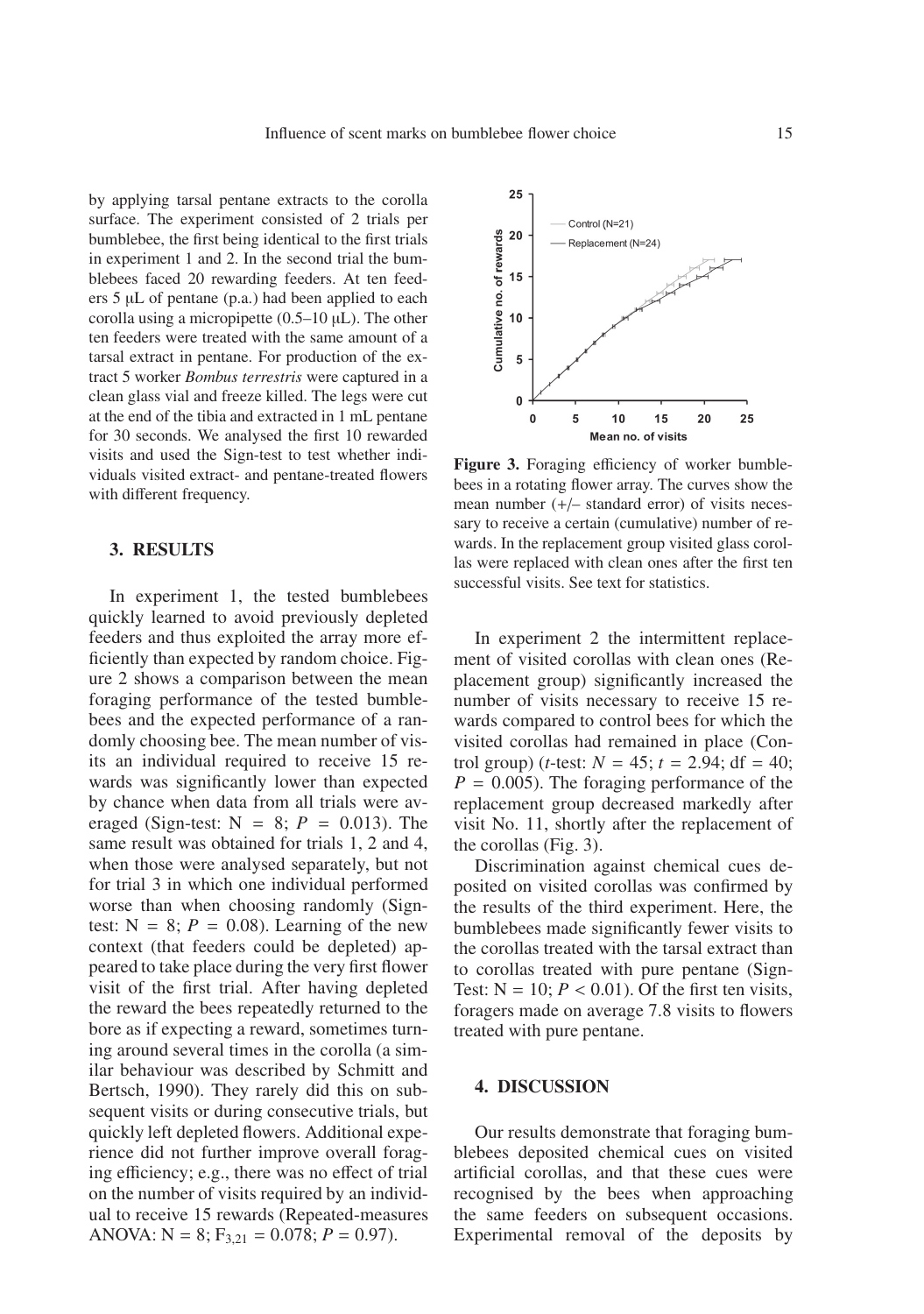by applying tarsal pentane extracts to the corolla surface. The experiment consisted of 2 trials per bumblebee, the first being identical to the first trials in experiment 1 and 2. In the second trial the bumblebees faced 20 rewarding feeders. At ten feeders 5 μL of pentane (p.a.) had been applied to each corolla using a micropipette (0.5–10 μL). The other ten feeders were treated with the same amount of a tarsal extract in pentane. For production of the extract 5 worker *Bombus terrestris* were captured in a clean glass vial and freeze killed. The legs were cut at the end of the tibia and extracted in 1 mL pentane for 30 seconds. We analysed the first 10 rewarded visits and used the Sign-test to test whether individuals visited extract- and pentane-treated flowers with different frequency.

## 3. RESULTS

In experiment 1, the tested bumblebees quickly learned to avoid previously depleted feeders and thus exploited the array more efficiently than expected by random choice. Figure 2 shows a comparison between the mean foraging performance of the tested bumblebees and the expected performance of a randomly choosing bee. The mean number of visits an individual required to receive 15 rewards was significantly lower than expected by chance when data from all trials were averaged (Sign-test: $N = 8$; $P = 0.013$). The same result was obtained for trials 1, 2 and 4, when those were analysed separately, but not for trial 3 in which one individual performed worse than when choosing randomly (Sign-test: $N = 8$; $P = 0.08$). Learning of the new context (that feeders could be depleted) appeared to take place during the very first flower visit of the first trial. After having depleted the reward the bees repeatedly returned to the bore as if expecting a reward, sometimes turning around several times in the corolla (a similar behaviour was described by Schmitt and Bertsch, 1990). They rarely did this on subsequent visits or during consecutive trials, but quickly left depleted flowers. Additional experience did not further improve overall foraging efficiency; e.g., there was no effect of trial on the number of visits required by an individual to receive 15 rewards (Repeated-measures ANOVA: $N = 8$; $F_{3,21} = 0.078$; $P = 0.97$).

**Figure 3.** Foraging efficiency of worker bumblebees in a rotating flower array. The curves show the mean number (+/– standard error) of visits necessary to receive a certain (cumulative) number of rewards. In the replacement group visited glass corollas were replaced with clean ones after the first ten successful visits. See text for statistics.

In experiment 2 the intermittent replacement of visited corollas with clean ones (Replacement group) significantly increased the number of visits necessary to receive 15 rewards compared to control bees for which the visited corollas had remained in place (Control group) (*t*-test: $N = 45$; $t = 2.94$; df $= 40$; $P = 0.005$). The foraging performance of the replacement group decreased markedly after visit No. 11, shortly after the replacement of the corollas (Fig. 3).

Discrimination against chemical cues deposited on visited corollas was confirmed by the results of the third experiment. Here, the bumblebees made significantly fewer visits to the corollas treated with the tarsal extract than to corollas treated with pure pentane (Sign-Test: $N = 10$; $P < 0.01$). Of the first ten visits, foragers made on average 7.8 visits to flowers treated with pure pentane.

## 4. DISCUSSION

Our results demonstrate that foraging bumblebees deposited chemical cues on visited artificial corollas, and that these cues were recognised by the bees when approaching the same feeders on subsequent occasions. Experimental removal of the deposits by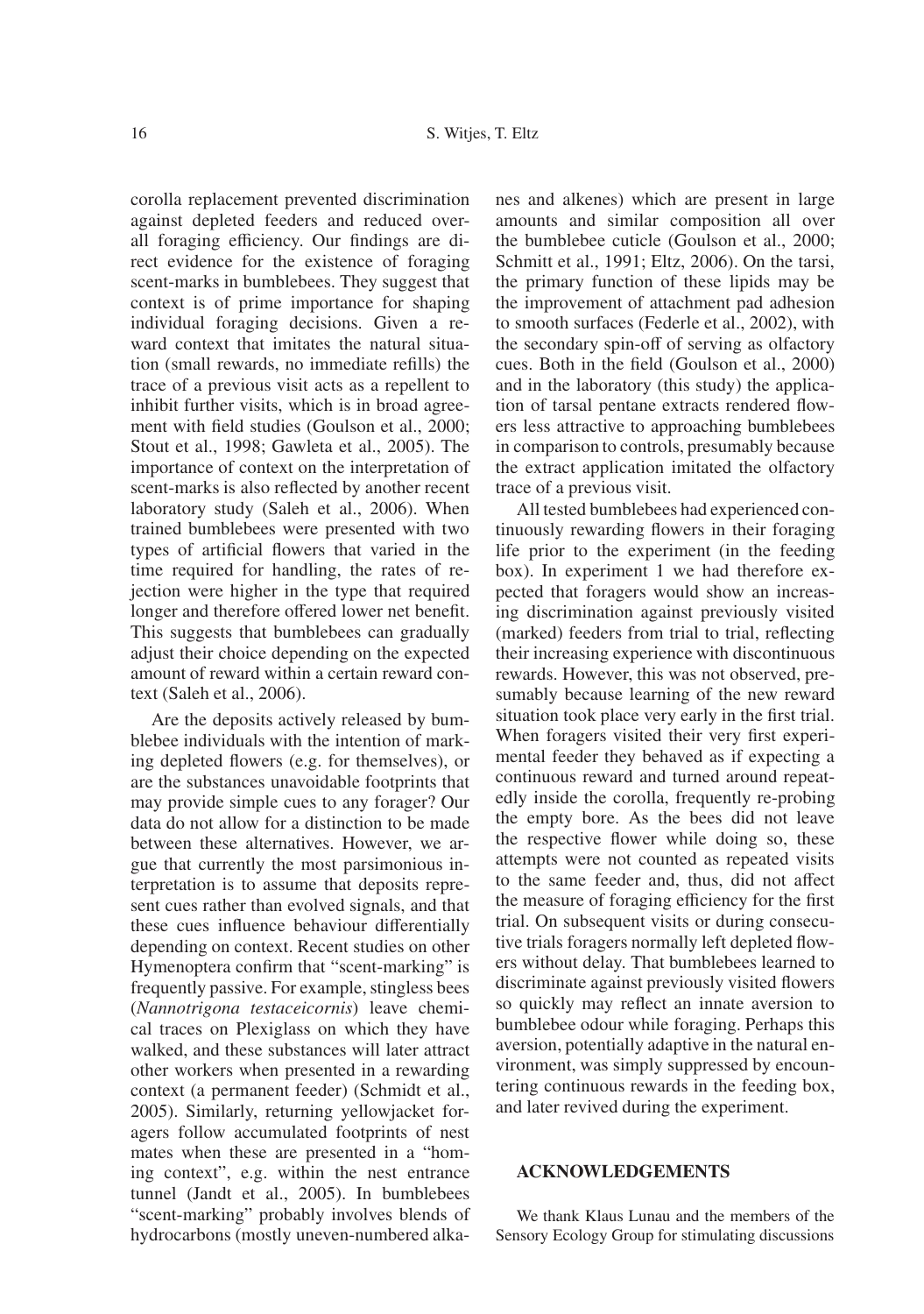corolla replacement prevented discrimination against depleted feeders and reduced overall foraging efficiency. Our findings are direct evidence for the existence of foraging scent-marks in bumblebees. They suggest that context is of prime importance for shaping individual foraging decisions. Given a reward context that imitates the natural situation (small rewards, no immediate refills) the trace of a previous visit acts as a repellent to inhibit further visits, which is in broad agreement with field studies (Goulson et al., 2000; Stout et al., 1998; Gawleta et al., 2005). The importance of context on the interpretation of scent-marks is also reflected by another recent laboratory study (Saleh et al., 2006). When trained bumblebees were presented with two types of artificial flowers that varied in the time required for handling, the rates of rejection were higher in the type that required longer and therefore offered lower net benefit. This suggests that bumblebees can gradually adjust their choice depending on the expected amount of reward within a certain reward context (Saleh et al., 2006).

Are the deposits actively released by bumblebee individuals with the intention of marking depleted flowers (e.g. for themselves), or are the substances unavoidable footprints that may provide simple cues to any forager? Our data do not allow for a distinction to be made between these alternatives. However, we argue that currently the most parsimonious interpretation is to assume that deposits represent cues rather than evolved signals, and that these cues influence behaviour differentially depending on context. Recent studies on other Hymenoptera confirm that "scent-marking" is frequently passive. For example, stingless bees (*Nannotrigona testaceicornis*) leave chemical traces on Plexiglass on which they have walked, and these substances will later attract other workers when presented in a rewarding context (a permanent feeder) (Schmidt et al., 2005). Similarly, returning yellowjacket foragers follow accumulated footprints of nest mates when these are presented in a "homing context", e.g. within the nest entrance tunnel (Jandt et al., 2005). In bumblebees "scent-marking" probably involves blends of hydrocarbons (mostly uneven-numbered alkanes and alkenes) which are present in large amounts and similar composition all over the bumblebee cuticle (Goulson et al., 2000; Schmitt et al., 1991; Eltz, 2006). On the tarsi, the primary function of these lipids may be the improvement of attachment pad adhesion to smooth surfaces (Federle et al., 2002), with the secondary spin-off of serving as olfactory cues. Both in the field (Goulson et al., 2000) and in the laboratory (this study) the application of tarsal pentane extracts rendered flowers less attractive to approaching bumblebees in comparison to controls, presumably because the extract application imitated the olfactory trace of a previous visit.

All tested bumblebees had experienced continuously rewarding flowers in their foraging life prior to the experiment (in the feeding box). In experiment 1 we had therefore expected that foragers would show an increasing discrimination against previously visited (marked) feeders from trial to trial, reflecting their increasing experience with discontinuous rewards. However, this was not observed, presumably because learning of the new reward situation took place very early in the first trial. When foragers visited their very first experimental feeder they behaved as if expecting a continuous reward and turned around repeatedly inside the corolla, frequently re-probing the empty bore. As the bees did not leave the respective flower while doing so, these attempts were not counted as repeated visits to the same feeder and, thus, did not affect the measure of foraging efficiency for the first trial. On subsequent visits or during consecutive trials foragers normally left depleted flowers without delay. That bumblebees learned to discriminate against previously visited flowers so quickly may reflect an innate aversion to bumblebee odour while foraging. Perhaps this aversion, potentially adaptive in the natural environment, was simply suppressed by encountering continuous rewards in the feeding box, and later revived during the experiment.

## ACKNOWLEDGEMENTS

We thank Klaus Lunau and the members of the Sensory Ecology Group for stimulating discussions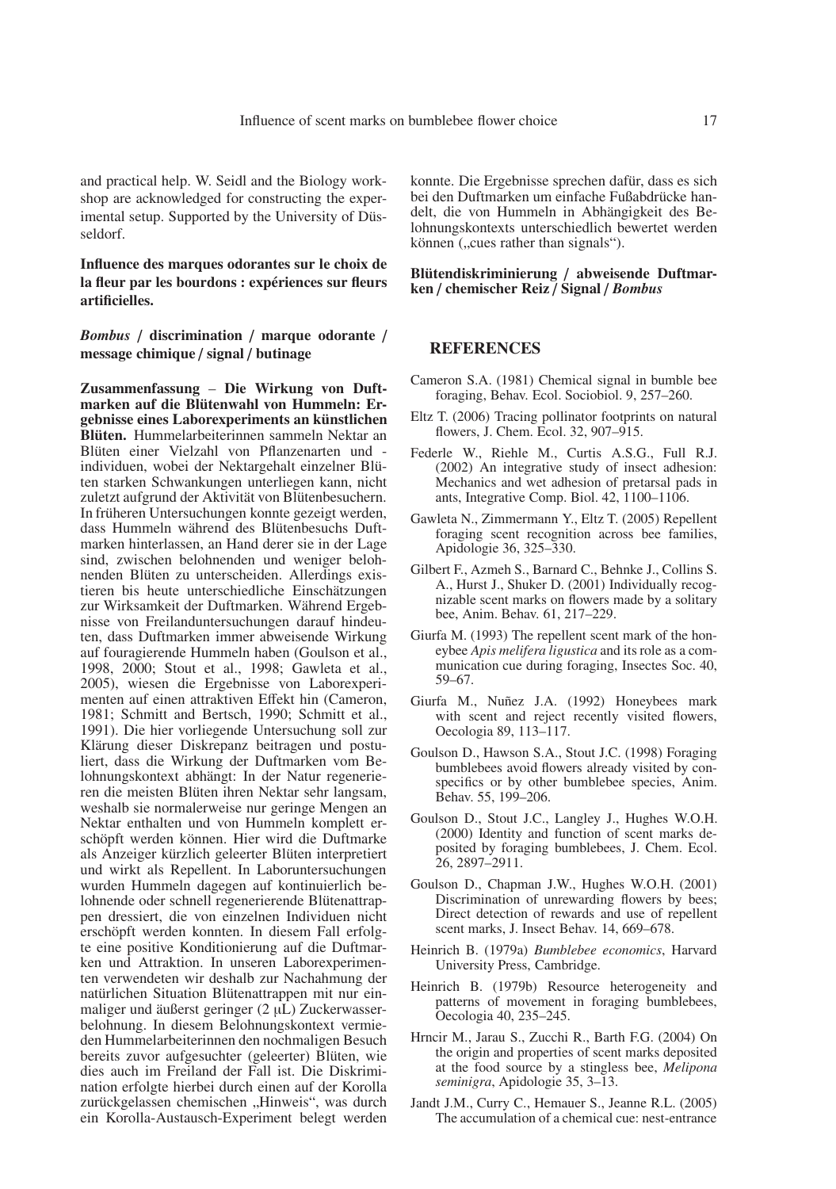and practical help. W. Seidl and the Biology workshop are acknowledged for constructing the experimental setup. Supported by the University of Düsseldorf.

**Influence des marques odorantes sur le choix de la fleur par les bourdons : expériences sur fleurs artificielles.**

***Bombus* / discrimination / marque odorante / message chimique / signal / butinage**

**Zusammenfassung** – **Die Wirkung von Duftmarken auf die Blütenwahl von Hummeln: Ergebnisse eines Laborexperiments an künstlichen Blüten.** Hummelarbeiterinnen sammeln Nektar an Blüten einer Vielzahl von Pflanzenarten und -individuen, wobei der Nektargehalt einzelner Blüten starken Schwankungen unterliegen kann, nicht zuletzt aufgrund der Aktivität von Blütenbesuchern. In früheren Untersuchungen konnte gezeigt werden, dass Hummeln während des Blütenbesuchs Duftmarken hinterlassen, an Hand derer sie in der Lage sind, zwischen belohnenden und weniger belohnenden Blüten zu unterscheiden. Allerdings existieren bis heute unterschiedliche Einschätzungen zur Wirksamkeit der Duftmarken. Während Ergebnisse von Freilanduntersuchungen darauf hindeuten, dass Duftmarken immer abweisende Wirkung auf fouragierende Hummeln haben (Goulson et al., 1998, 2000; Stout et al., 1998; Gawleta et al., 2005), wiesen die Ergebnisse von Laborexperimenten auf einen attraktiven Effekt hin (Cameron, 1981; Schmitt and Bertsch, 1990; Schmitt et al., 1991). Die hier vorliegende Untersuchung soll zur Klärung dieser Diskrepanz beitragen und postuliert, dass die Wirkung der Duftmarken vom Belohnungskontext abhängt: In der Natur regenerieren die meisten Blüten ihren Nektar sehr langsam, weshalb sie normalerweise nur geringe Mengen an Nektar enthalten und von Hummeln komplett erschöpft werden können. Hier wird die Duftmarke als Anzeiger kürzlich geleerter Blüten interpretiert und wirkt als Repellent. In Laboruntersuchungen wurden Hummeln dagegen auf kontinuierlich belohnende oder schnell regenerierende Blütenattrappen dressiert, die von einzelnen Individuen nicht erschöpft werden konnten. In diesem Fall erfolgte eine positive Konditionierung auf die Duftmarken und Attraktion. In unseren Laborexperimenten verwendeten wir deshalb zur Nachahmung der natürlichen Situation Blütenattrappen mit nur einmaliger und äußerst geringer (2 μL) Zuckerwasserbelohnung. In diesem Belohnungskontext vermieden Hummelarbeiterinnen den nochmaligen Besuch bereits zuvor aufgesuchter (geleerter) Blüten, wie dies auch im Freiland der Fall ist. Die Diskrimination erfolgte hierbei durch einen auf der Korolla zurückgelassen chemischen „Hinweis", was durch ein Korolla-Austausch-Experiment belegt werden konnte. Die Ergebnisse sprechen dafür, dass es sich bei den Duftmarken um einfache Fußabdrücke handelt, die von Hummeln in Abhängigkeit des Belohnungskontexts unterschiedlich bewertet werden können („cues rather than signals").

**Blütendiskriminierung / abweisende Duftmarken / chemischer Reiz / Signal /** ***Bombus***

## REFERENCES

Cameron S.A. (1981) Chemical signal in bumble bee foraging, Behav. Ecol. Sociobiol. 9, 257–260.

Eltz T. (2006) Tracing pollinator footprints on natural flowers, J. Chem. Ecol. 32, 907–915.

Federle W., Riehle M., Curtis A.S.G., Full R.J. (2002) An integrative study of insect adhesion: Mechanics and wet adhesion of pretarsal pads in ants, Integrative Comp. Biol. 42, 1100–1106.

Gawleta N., Zimmermann Y., Eltz T. (2005) Repellent foraging scent recognition across bee families, Apidologie 36, 325–330.

Gilbert F., Azmeh S., Barnard C., Behnke J., Collins S. A., Hurst J., Shuker D. (2001) Individually recognizable scent marks on flowers made by a solitary bee, Anim. Behav. 61, 217–229.

Giurfa M. (1993) The repellent scent mark of the honeybee *Apis melifera ligustica* and its role as a communication cue during foraging, Insectes Soc. 40, 59–67.

Giurfa M., Nuñez J.A. (1992) Honeybees mark with scent and reject recently visited flowers, Oecologia 89, 113–117.

Goulson D., Hawson S.A., Stout J.C. (1998) Foraging bumblebees avoid flowers already visited by conspecifics or by other bumblebee species, Anim. Behav. 55, 199–206.

Goulson D., Stout J.C., Langley J., Hughes W.O.H. (2000) Identity and function of scent marks deposited by foraging bumblebees, J. Chem. Ecol. 26, 2897–2911.

Goulson D., Chapman J.W., Hughes W.O.H. (2001) Discrimination of unrewarding flowers by bees; Direct detection of rewards and use of repellent scent marks, J. Insect Behav. 14, 669–678.

Heinrich B. (1979a) *Bumblebee economics*, Harvard University Press, Cambridge.

Heinrich B. (1979b) Resource heterogeneity and patterns of movement in foraging bumblebees, Oecologia 40, 235–245.

Hrncir M., Jarau S., Zucchi R., Barth F.G. (2004) On the origin and properties of scent marks deposited at the food source by a stingless bee, *Melipona seminigra*, Apidologie 35, 3–13.

Jandt J.M., Curry C., Hemauer S., Jeanne R.L. (2005) The accumulation of a chemical cue: nest-entrance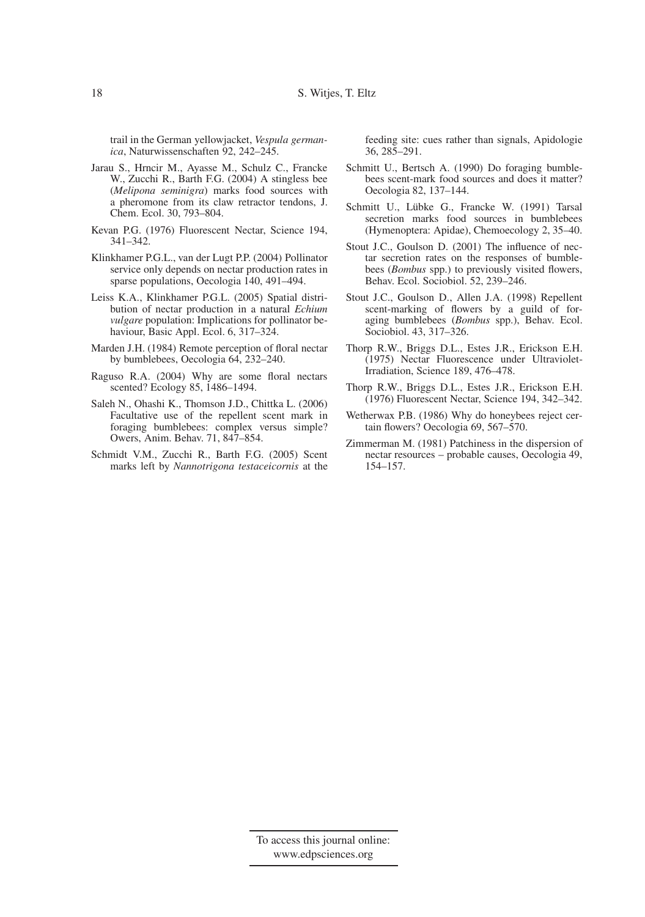trail in the German yellowjacket, *Vespula germanica*, Naturwissenschaften 92, 242–245.

Jarau S., Hrncir M., Ayasse M., Schulz C., Francke W., Zucchi R., Barth F.G. (2004) A stingless bee (*Melipona seminigra*) marks food sources with a pheromone from its claw retractor tendons, J. Chem. Ecol. 30, 793–804.

Kevan P.G. (1976) Fluorescent Nectar, Science 194, 341–342.

Klinkhamer P.G.L., van der Lugt P.P. (2004) Pollinator service only depends on nectar production rates in sparse populations, Oecologia 140, 491–494.

Leiss K.A., Klinkhamer P.G.L. (2005) Spatial distribution of nectar production in a natural *Echium vulgare* population: Implications for pollinator behaviour, Basic Appl. Ecol. 6, 317–324.

Marden J.H. (1984) Remote perception of floral nectar by bumblebees, Oecologia 64, 232–240.

Raguso R.A. (2004) Why are some floral nectars scented? Ecology 85, 1486–1494.

Saleh N., Ohashi K., Thomson J.D., Chittka L. (2006) Facultative use of the repellent scent mark in foraging bumblebees: complex versus simple? Owers, Anim. Behav. 71, 847–854.

Schmidt V.M., Zucchi R., Barth F.G. (2005) Scent marks left by *Nannotrigona testaceicornis* at the feeding site: cues rather than signals, Apidologie 36, 285–291.

Schmitt U., Bertsch A. (1990) Do foraging bumblebees scent-mark food sources and does it matter? Oecologia 82, 137–144.

Schmitt U., Lübke G., Francke W. (1991) Tarsal secretion marks food sources in bumblebees (Hymenoptera: Apidae), Chemoecology 2, 35–40.

Stout J.C., Goulson D. (2001) The influence of nectar secretion rates on the responses of bumblebees (*Bombus* spp.) to previously visited flowers, Behav. Ecol. Sociobiol. 52, 239–246.

Stout J.C., Goulson D., Allen J.A. (1998) Repellent scent-marking of flowers by a guild of foraging bumblebees (*Bombus* spp.), Behav. Ecol. Sociobiol. 43, 317–326.

Thorp R.W., Briggs D.L., Estes J.R., Erickson E.H. (1975) Nectar Fluorescence under Ultraviolet-Irradiation, Science 189, 476–478.

Thorp R.W., Briggs D.L., Estes J.R., Erickson E.H. (1976) Fluorescent Nectar, Science 194, 342–342.

Wetherwax P.B. (1986) Why do honeybees reject certain flowers? Oecologia 69, 567–570.

Zimmerman M. (1981) Patchiness in the dispersion of nectar resources – probable causes, Oecologia 49, 154–157.

To access this journal online:
www.edpsciences.org